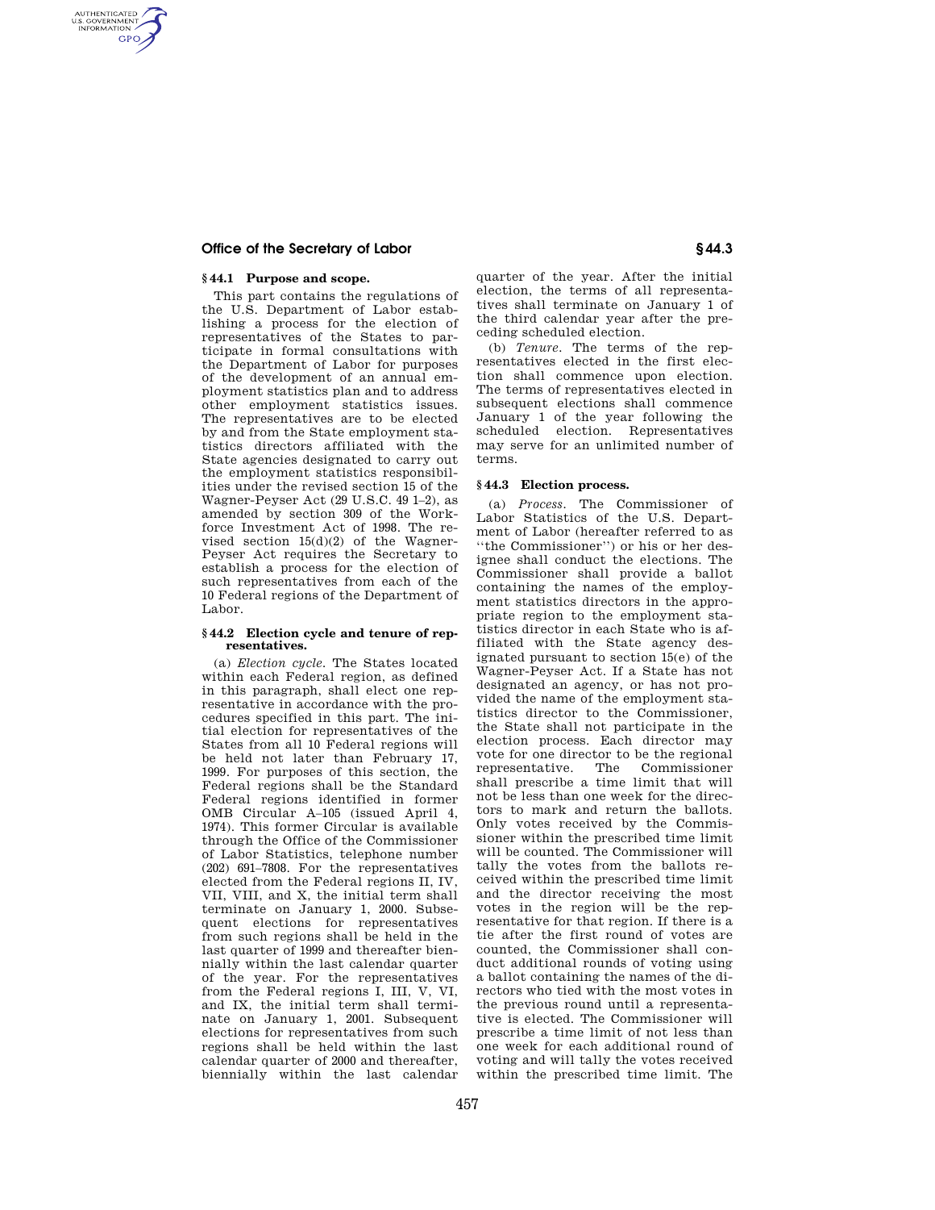### § 44.1 Purpose and scope.

This part contains the regulations of the U.S. Department of Labor establishing a process for the election of representatives of the States to participate in formal consultations with the Department of Labor for purposes of the development of an annual employment statistics plan and to address other employment statistics issues. The representatives are to be elected by and from the State employment statistics directors affiliated with the State agencies designated to carry out the employment statistics responsibilities under the revised section 15 of the Wagner-Peyser Act (29 U.S.C. 49 1–2), as amended by section 309 of the Workforce Investment Act of 1998. The revised section 15(d)(2) of the Wagner-Peyser Act requires the Secretary to establish a process for the election of such representatives from each of the 10 Federal regions of the Department of Labor.

### § 44.2 Election cycle and tenure of representatives.

(a) *Election cycle.* The States located within each Federal region, as defined in this paragraph, shall elect one representative in accordance with the procedures specified in this part. The initial election for representatives of the States from all 10 Federal regions will be held not later than February 17, 1999. For purposes of this section, the Federal regions shall be the Standard Federal regions identified in former OMB Circular A–105 (issued April 4, 1974). This former Circular is available through the Office of the Commissioner of Labor Statistics, telephone number (202) 691–7808. For the representatives elected from the Federal regions II, IV, VII, VIII, and X, the initial term shall terminate on January 1, 2000. Subsequent elections for representatives from such regions shall be held in the last quarter of 1999 and thereafter biennially within the last calendar quarter of the year. For the representatives from the Federal regions I, III, V, VI, and IX, the initial term shall terminate on January 1, 2001. Subsequent elections for representatives from such regions shall be held within the last calendar quarter of 2000 and thereafter, biennially within the last calendar quarter of the year. After the initial election, the terms of all representatives shall terminate on January 1 of the third calendar year after the preceding scheduled election.

(b) *Tenure.* The terms of the representatives elected in the first election shall commence upon election. The terms of representatives elected in subsequent elections shall commence January 1 of the year following the scheduled election. Representatives may serve for an unlimited number of terms.

### § 44.3 Election process.

(a) *Process.* The Commissioner of Labor Statistics of the U.S. Department of Labor (hereafter referred to as "the Commissioner") or his or her designee shall conduct the elections. The Commissioner shall provide a ballot containing the names of the employment statistics directors in the appropriate region to the employment statistics director in each State who is affiliated with the State agency designated pursuant to section 15(e) of the Wagner-Peyser Act. If a State has not designated an agency, or has not provided the name of the employment statistics director to the Commissioner, the State shall not participate in the election process. Each director may vote for one director to be the regional representative. The Commissioner shall prescribe a time limit that will not be less than one week for the directors to mark and return the ballots. Only votes received by the Commissioner within the prescribed time limit will be counted. The Commissioner will tally the votes from the ballots received within the prescribed time limit and the director receiving the most votes in the region will be the representative for that region. If there is a tie after the first round of votes are counted, the Commissioner shall conduct additional rounds of voting using a ballot containing the names of the directors who tied with the most votes in the previous round until a representative is elected. The Commissioner will prescribe a time limit of not less than one week for each additional round of voting and will tally the votes received within the prescribed time limit. The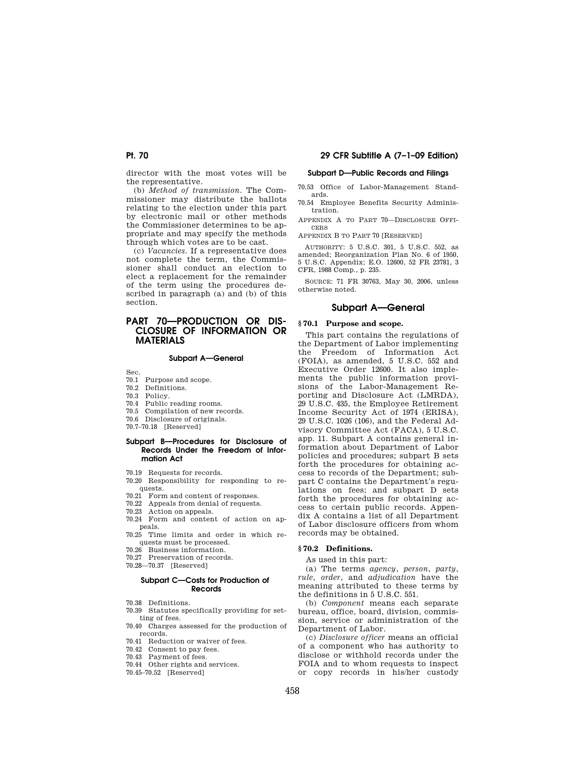director with the most votes will be the representative.

(b) *Method of transmission*. The Commissioner may distribute the ballots relating to the election under this part by electronic mail or other methods the Commissioner determines to be appropriate and may specify the methods through which votes are to be cast.

(c) *Vacancies*. If a representative does not complete the term, the Commissioner shall conduct an election to elect a replacement for the remainder of the term using the procedures described in paragraph (a) and (b) of this section.

## PART 70—PRODUCTION OR DISCLOSURE OF INFORMATION OR MATERIALS

### Subpart A—General

Sec.
70.1 Purpose and scope.
70.2 Definitions.
70.3 Policy.
70.4 Public reading rooms.
70.5 Compilation of new records.
70.6 Disclosure of originals.
70.7–70.18 [Reserved]

### Subpart B—Procedures for Disclosure of Records Under the Freedom of Information Act

70.19 Requests for records.
70.20 Responsibility for responding to requests.
70.21 Form and content of responses.
70.22 Appeals from denial of requests.
70.23 Action on appeals.
70.24 Form and content of action on appeals.
70.25 Time limits and order in which requests must be processed.
70.26 Business information.
70.27 Preservation of records.
70.28—70.37 [Reserved]

### Subpart C—Costs for Production of Records

70.38 Definitions.
70.39 Statutes specifically providing for setting of fees.
70.40 Charges assessed for the production of records.
70.41 Reduction or waiver of fees.
70.42 Consent to pay fees.
70.43 Payment of fees.
70.44 Other rights and services.
70.45–70.52 [Reserved]

### Subpart D—Public Records and Filings

70.53 Office of Labor-Management Standards.
70.54 Employee Benefits Security Administration.
APPENDIX A TO PART 70—DISCLOSURE OFFICERS
APPENDIX B TO PART 70 [RESERVED]

AUTHORITY: 5 U.S.C. 301, 5 U.S.C. 552, as amended; Reorganization Plan No. 6 of 1950, 5 U.S.C. Appendix; E.O. 12600, 52 FR 23781, 3 CFR, 1988 Comp., p. 235.

SOURCE: 71 FR 30763, May 30, 2006, unless otherwise noted.

## Subpart A—General

### § 70.1 Purpose and scope.

This part contains the regulations of the Department of Labor implementing the Freedom of Information Act (FOIA), as amended, 5 U.S.C. 552 and Executive Order 12600. It also implements the public information provisions of the Labor-Management Reporting and Disclosure Act (LMRDA), 29 U.S.C. 435, the Employee Retirement Income Security Act of 1974 (ERISA), 29 U.S.C. 1026 (106), and the Federal Advisory Committee Act (FACA), 5 U.S.C. app. 11. Subpart A contains general information about Department of Labor policies and procedures; subpart B sets forth the procedures for obtaining access to records of the Department; subpart C contains the Department's regulations on fees; and subpart D sets forth the procedures for obtaining access to certain public records. Appendix A contains a list of all Department of Labor disclosure officers from whom records may be obtained.

### § 70.2 Definitions.

As used in this part:

(a) The terms *agency*, *person*, *party*, *rule*, *order*, and *adjudication* have the meaning attributed to these terms by the definitions in 5 U.S.C. 551.

(b) *Component* means each separate bureau, office, board, division, commission, service or administration of the Department of Labor.

(c) *Disclosure officer* means an official of a component who has authority to disclose or withhold records under the FOIA and to whom requests to inspect or copy records in his/her custody